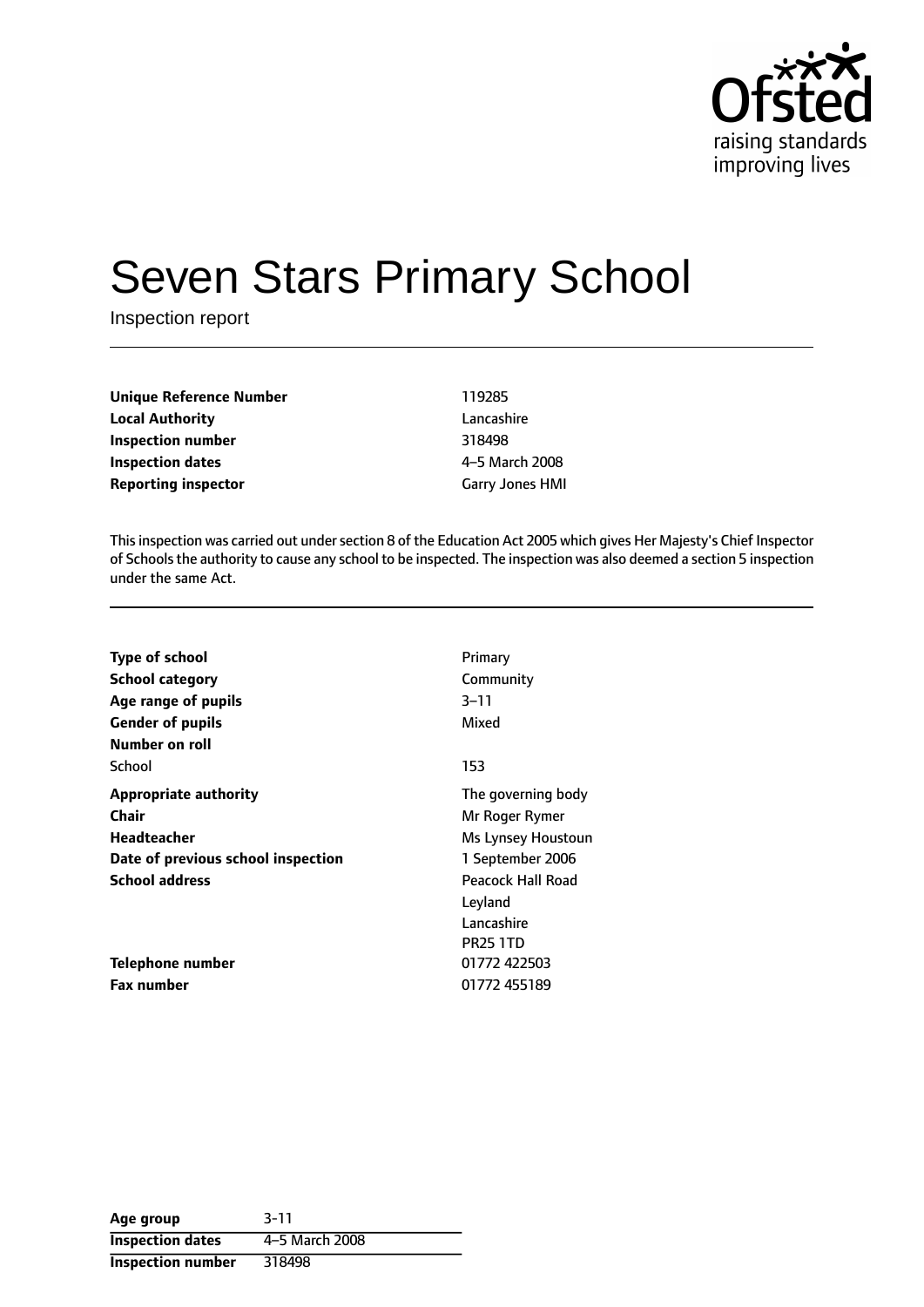# Seven Stars Primary School

Inspection report

| | |
|---|---|
| **Unique Reference Number** | 119285 |
| **Local Authority** | Lancashire |
| **Inspection number** | 318498 |
| **Inspection dates** | 4–5 March 2008 |
| **Reporting inspector** | Garry Jones HMI |

This inspection was carried out under section 8 of the Education Act 2005 which gives Her Majesty's Chief Inspector of Schools the authority to cause any school to be inspected. The inspection was also deemed a section 5 inspection under the same Act.

| | |
|---|---|
| **Type of school** | Primary |
| **School category** | Community |
| **Age range of pupils** | 3–11 |
| **Gender of pupils** | Mixed |
| **Number on roll** | |
| School | 153 |
| **Appropriate authority** | The governing body |
| **Chair** | Mr Roger Rymer |
| **Headteacher** | Ms Lynsey Houstoun |
| **Date of previous school inspection** | 1 September 2006 |
| **School address** | Peacock Hall Road<br>Leyland<br>Lancashire<br>PR25 1TD |
| **Telephone number** | 01772 422503 |
| **Fax number** | 01772 455189 |

| | |
|---|---|
| **Age group** | 3-11 |
| **Inspection dates** | 4–5 March 2008 |
| **Inspection number** | 318498 |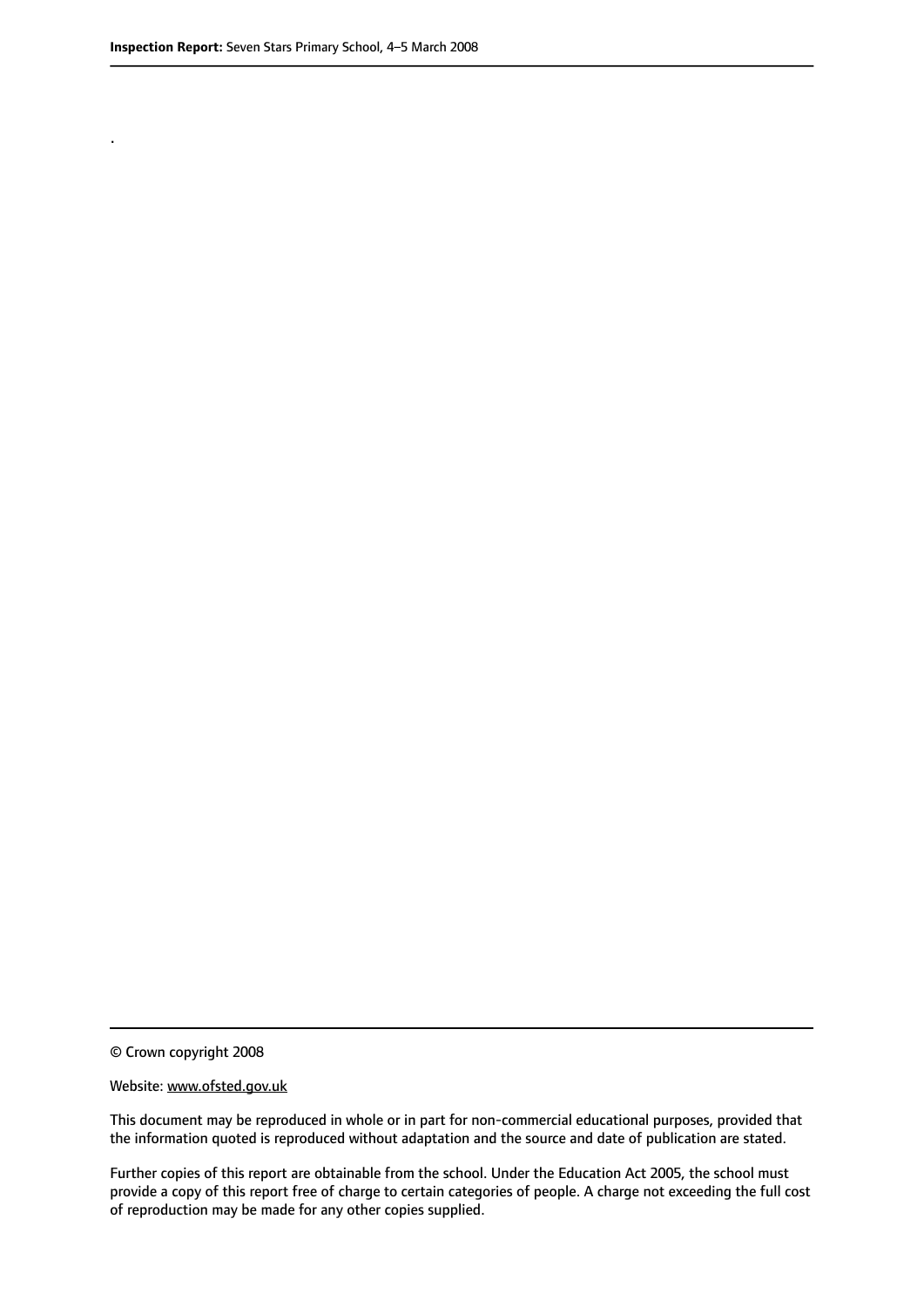.

© Crown copyright 2008

Website: www.ofsted.gov.uk

This document may be reproduced in whole or in part for non-commercial educational purposes, provided that the information quoted is reproduced without adaptation and the source and date of publication are stated.

Further copies of this report are obtainable from the school. Under the Education Act 2005, the school must provide a copy of this report free of charge to certain categories of people. A charge not exceeding the full cost of reproduction may be made for any other copies supplied.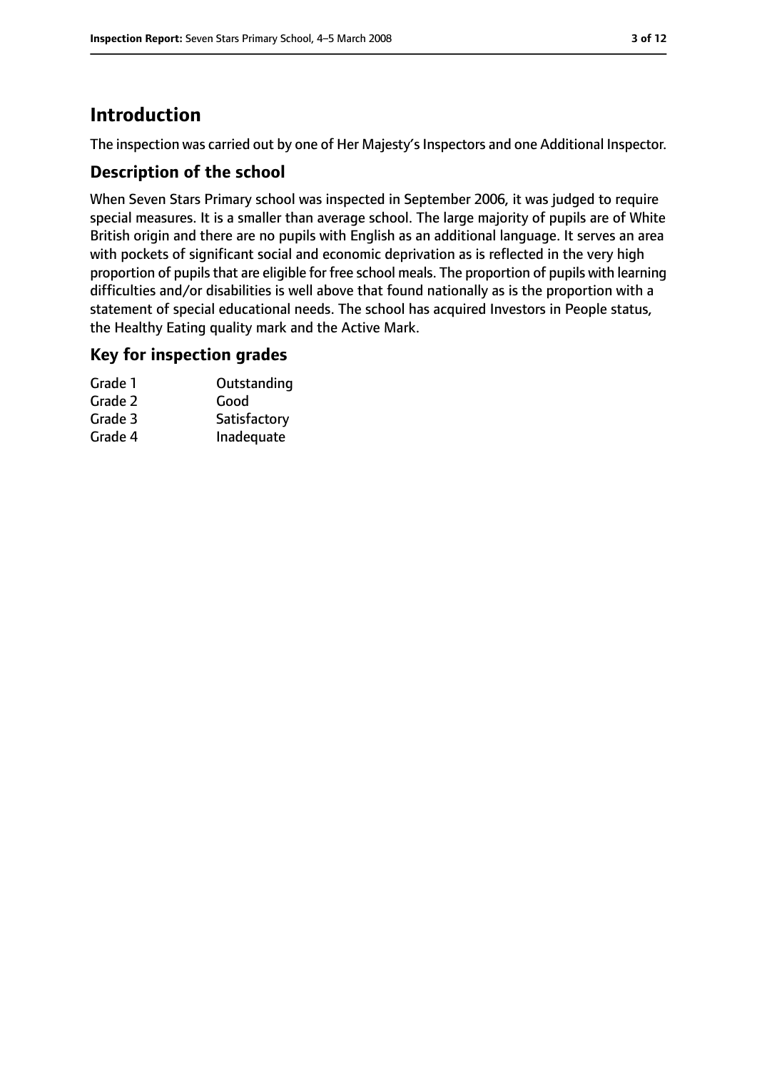# Introduction

The inspection was carried out by one of Her Majesty's Inspectors and one Additional Inspector.

## Description of the school

When Seven Stars Primary school was inspected in September 2006, it was judged to require special measures. It is a smaller than average school. The large majority of pupils are of White British origin and there are no pupils with English as an additional language. It serves an area with pockets of significant social and economic deprivation as is reflected in the very high proportion of pupils that are eligible for free school meals. The proportion of pupils with learning difficulties and/or disabilities is well above that found nationally as is the proportion with a statement of special educational needs. The school has acquired Investors in People status, the Healthy Eating quality mark and the Active Mark.

## Key for inspection grades

| | |
|---|---|
| Grade 1 | Outstanding |
| Grade 2 | Good |
| Grade 3 | Satisfactory |
| Grade 4 | Inadequate |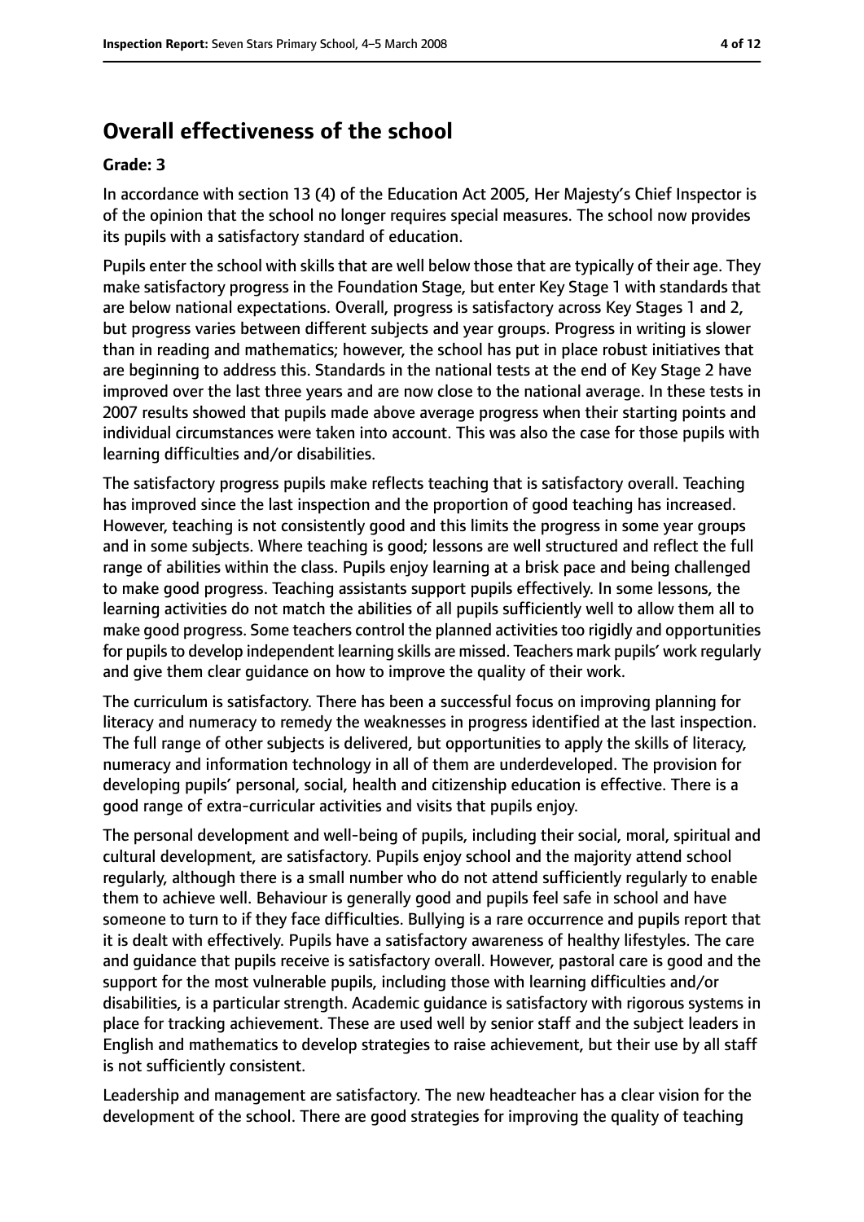## Overall effectiveness of the school

**Grade: 3**

In accordance with section 13 (4) of the Education Act 2005, Her Majesty's Chief Inspector is of the opinion that the school no longer requires special measures. The school now provides its pupils with a satisfactory standard of education.

Pupils enter the school with skills that are well below those that are typically of their age. They make satisfactory progress in the Foundation Stage, but enter Key Stage 1 with standards that are below national expectations. Overall, progress is satisfactory across Key Stages 1 and 2, but progress varies between different subjects and year groups. Progress in writing is slower than in reading and mathematics; however, the school has put in place robust initiatives that are beginning to address this. Standards in the national tests at the end of Key Stage 2 have improved over the last three years and are now close to the national average. In these tests in 2007 results showed that pupils made above average progress when their starting points and individual circumstances were taken into account. This was also the case for those pupils with learning difficulties and/or disabilities.

The satisfactory progress pupils make reflects teaching that is satisfactory overall. Teaching has improved since the last inspection and the proportion of good teaching has increased. However, teaching is not consistently good and this limits the progress in some year groups and in some subjects. Where teaching is good; lessons are well structured and reflect the full range of abilities within the class. Pupils enjoy learning at a brisk pace and being challenged to make good progress. Teaching assistants support pupils effectively. In some lessons, the learning activities do not match the abilities of all pupils sufficiently well to allow them all to make good progress. Some teachers control the planned activities too rigidly and opportunities for pupils to develop independent learning skills are missed. Teachers mark pupils' work regularly and give them clear guidance on how to improve the quality of their work.

The curriculum is satisfactory. There has been a successful focus on improving planning for literacy and numeracy to remedy the weaknesses in progress identified at the last inspection. The full range of other subjects is delivered, but opportunities to apply the skills of literacy, numeracy and information technology in all of them are underdeveloped. The provision for developing pupils' personal, social, health and citizenship education is effective. There is a good range of extra-curricular activities and visits that pupils enjoy.

The personal development and well-being of pupils, including their social, moral, spiritual and cultural development, are satisfactory. Pupils enjoy school and the majority attend school regularly, although there is a small number who do not attend sufficiently regularly to enable them to achieve well. Behaviour is generally good and pupils feel safe in school and have someone to turn to if they face difficulties. Bullying is a rare occurrence and pupils report that it is dealt with effectively. Pupils have a satisfactory awareness of healthy lifestyles. The care and guidance that pupils receive is satisfactory overall. However, pastoral care is good and the support for the most vulnerable pupils, including those with learning difficulties and/or disabilities, is a particular strength. Academic guidance is satisfactory with rigorous systems in place for tracking achievement. These are used well by senior staff and the subject leaders in English and mathematics to develop strategies to raise achievement, but their use by all staff is not sufficiently consistent.

Leadership and management are satisfactory. The new headteacher has a clear vision for the development of the school. There are good strategies for improving the quality of teaching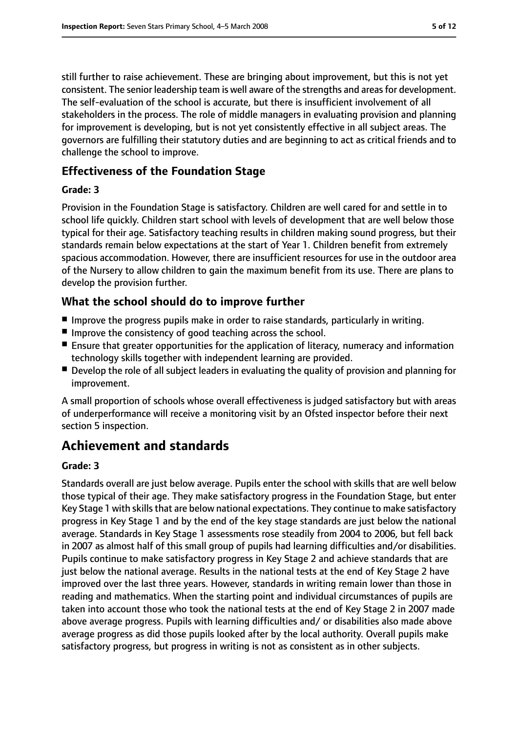still further to raise achievement. These are bringing about improvement, but this is not yet consistent. The senior leadership team is well aware of the strengths and areas for development. The self-evaluation of the school is accurate, but there is insufficient involvement of all stakeholders in the process. The role of middle managers in evaluating provision and planning for improvement is developing, but is not yet consistently effective in all subject areas. The governors are fulfilling their statutory duties and are beginning to act as critical friends and to challenge the school to improve.

### Effectiveness of the Foundation Stage

**Grade: 3**

Provision in the Foundation Stage is satisfactory. Children are well cared for and settle in to school life quickly. Children start school with levels of development that are well below those typical for their age. Satisfactory teaching results in children making sound progress, but their standards remain below expectations at the start of Year 1. Children benefit from extremely spacious accommodation. However, there are insufficient resources for use in the outdoor area of the Nursery to allow children to gain the maximum benefit from its use. There are plans to develop the provision further.

### What the school should do to improve further

- Improve the progress pupils make in order to raise standards, particularly in writing.
- Improve the consistency of good teaching across the school.
- Ensure that greater opportunities for the application of literacy, numeracy and information technology skills together with independent learning are provided.
- Develop the role of all subject leaders in evaluating the quality of provision and planning for improvement.

A small proportion of schools whose overall effectiveness is judged satisfactory but with areas of underperformance will receive a monitoring visit by an Ofsted inspector before their next section 5 inspection.

## Achievement and standards

**Grade: 3**

Standards overall are just below average. Pupils enter the school with skills that are well below those typical of their age. They make satisfactory progress in the Foundation Stage, but enter Key Stage 1 with skills that are below national expectations. They continue to make satisfactory progress in Key Stage 1 and by the end of the key stage standards are just below the national average. Standards in Key Stage 1 assessments rose steadily from 2004 to 2006, but fell back in 2007 as almost half of this small group of pupils had learning difficulties and/or disabilities. Pupils continue to make satisfactory progress in Key Stage 2 and achieve standards that are just below the national average. Results in the national tests at the end of Key Stage 2 have improved over the last three years. However, standards in writing remain lower than those in reading and mathematics. When the starting point and individual circumstances of pupils are taken into account those who took the national tests at the end of Key Stage 2 in 2007 made above average progress. Pupils with learning difficulties and/ or disabilities also made above average progress as did those pupils looked after by the local authority. Overall pupils make satisfactory progress, but progress in writing is not as consistent as in other subjects.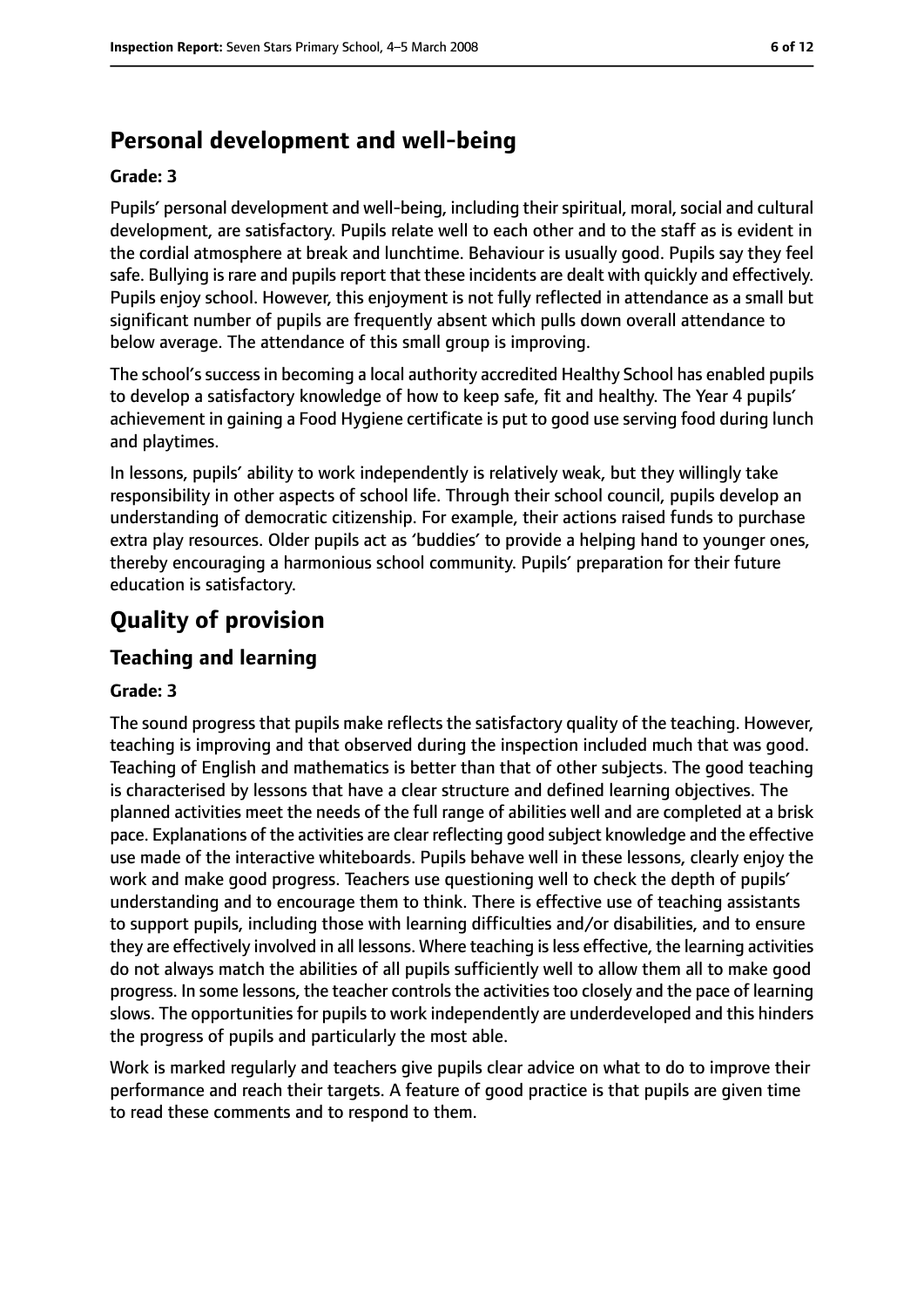## Personal development and well-being

**Grade: 3**

Pupils' personal development and well-being, including their spiritual, moral, social and cultural development, are satisfactory. Pupils relate well to each other and to the staff as is evident in the cordial atmosphere at break and lunchtime. Behaviour is usually good. Pupils say they feel safe. Bullying is rare and pupils report that these incidents are dealt with quickly and effectively. Pupils enjoy school. However, this enjoyment is not fully reflected in attendance as a small but significant number of pupils are frequently absent which pulls down overall attendance to below average. The attendance of this small group is improving.

The school's success in becoming a local authority accredited Healthy School has enabled pupils to develop a satisfactory knowledge of how to keep safe, fit and healthy. The Year 4 pupils' achievement in gaining a Food Hygiene certificate is put to good use serving food during lunch and playtimes.

In lessons, pupils' ability to work independently is relatively weak, but they willingly take responsibility in other aspects of school life. Through their school council, pupils develop an understanding of democratic citizenship. For example, their actions raised funds to purchase extra play resources. Older pupils act as 'buddies' to provide a helping hand to younger ones, thereby encouraging a harmonious school community. Pupils' preparation for their future education is satisfactory.

# Quality of provision

## Teaching and learning

**Grade: 3**

The sound progress that pupils make reflects the satisfactory quality of the teaching. However, teaching is improving and that observed during the inspection included much that was good. Teaching of English and mathematics is better than that of other subjects. The good teaching is characterised by lessons that have a clear structure and defined learning objectives. The planned activities meet the needs of the full range of abilities well and are completed at a brisk pace. Explanations of the activities are clear reflecting good subject knowledge and the effective use made of the interactive whiteboards. Pupils behave well in these lessons, clearly enjoy the work and make good progress. Teachers use questioning well to check the depth of pupils' understanding and to encourage them to think. There is effective use of teaching assistants to support pupils, including those with learning difficulties and/or disabilities, and to ensure they are effectively involved in all lessons. Where teaching is less effective, the learning activities do not always match the abilities of all pupils sufficiently well to allow them all to make good progress. In some lessons, the teacher controls the activities too closely and the pace of learning slows. The opportunities for pupils to work independently are underdeveloped and this hinders the progress of pupils and particularly the most able.

Work is marked regularly and teachers give pupils clear advice on what to do to improve their performance and reach their targets. A feature of good practice is that pupils are given time to read these comments and to respond to them.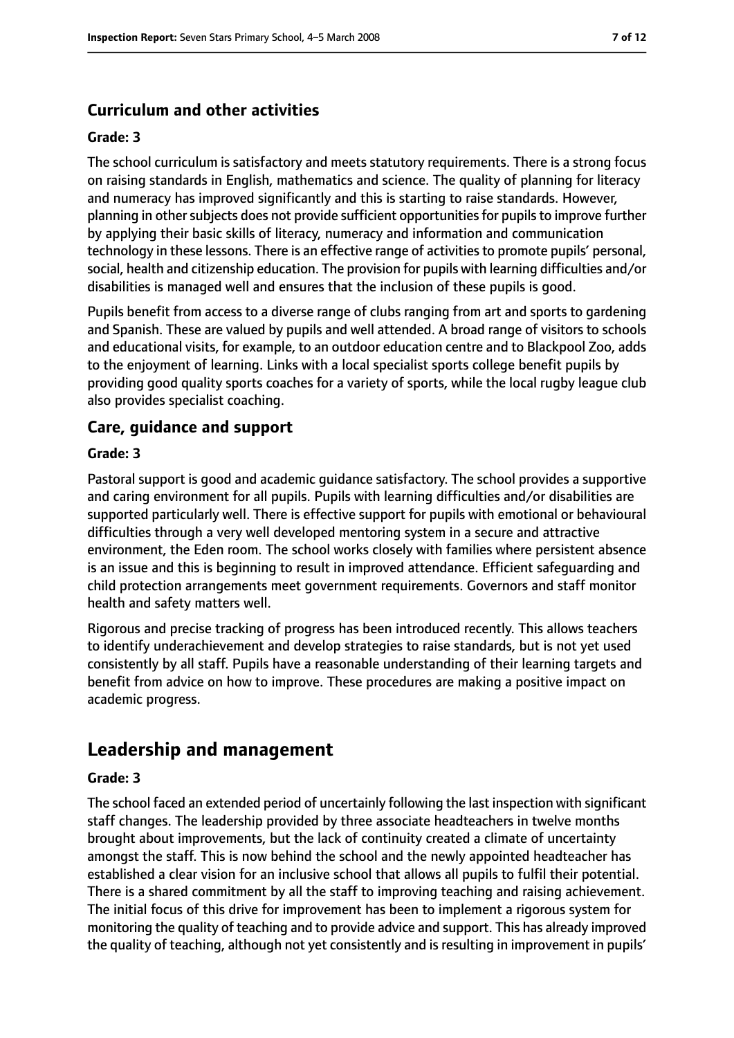### Curriculum and other activities

#### Grade: 3

The school curriculum is satisfactory and meets statutory requirements. There is a strong focus on raising standards in English, mathematics and science. The quality of planning for literacy and numeracy has improved significantly and this is starting to raise standards. However, planning in other subjects does not provide sufficient opportunities for pupils to improve further by applying their basic skills of literacy, numeracy and information and communication technology in these lessons. There is an effective range of activities to promote pupils' personal, social, health and citizenship education. The provision for pupils with learning difficulties and/or disabilities is managed well and ensures that the inclusion of these pupils is good.

Pupils benefit from access to a diverse range of clubs ranging from art and sports to gardening and Spanish. These are valued by pupils and well attended. A broad range of visitors to schools and educational visits, for example, to an outdoor education centre and to Blackpool Zoo, adds to the enjoyment of learning. Links with a local specialist sports college benefit pupils by providing good quality sports coaches for a variety of sports, while the local rugby league club also provides specialist coaching.

### Care, guidance and support

#### Grade: 3

Pastoral support is good and academic guidance satisfactory. The school provides a supportive and caring environment for all pupils. Pupils with learning difficulties and/or disabilities are supported particularly well. There is effective support for pupils with emotional or behavioural difficulties through a very well developed mentoring system in a secure and attractive environment, the Eden room. The school works closely with families where persistent absence is an issue and this is beginning to result in improved attendance. Efficient safeguarding and child protection arrangements meet government requirements. Governors and staff monitor health and safety matters well.

Rigorous and precise tracking of progress has been introduced recently. This allows teachers to identify underachievement and develop strategies to raise standards, but is not yet used consistently by all staff. Pupils have a reasonable understanding of their learning targets and benefit from advice on how to improve. These procedures are making a positive impact on academic progress.

## Leadership and management

#### Grade: 3

The school faced an extended period of uncertainly following the last inspection with significant staff changes. The leadership provided by three associate headteachers in twelve months brought about improvements, but the lack of continuity created a climate of uncertainty amongst the staff. This is now behind the school and the newly appointed headteacher has established a clear vision for an inclusive school that allows all pupils to fulfil their potential. There is a shared commitment by all the staff to improving teaching and raising achievement. The initial focus of this drive for improvement has been to implement a rigorous system for monitoring the quality of teaching and to provide advice and support. This has already improved the quality of teaching, although not yet consistently and is resulting in improvement in pupils'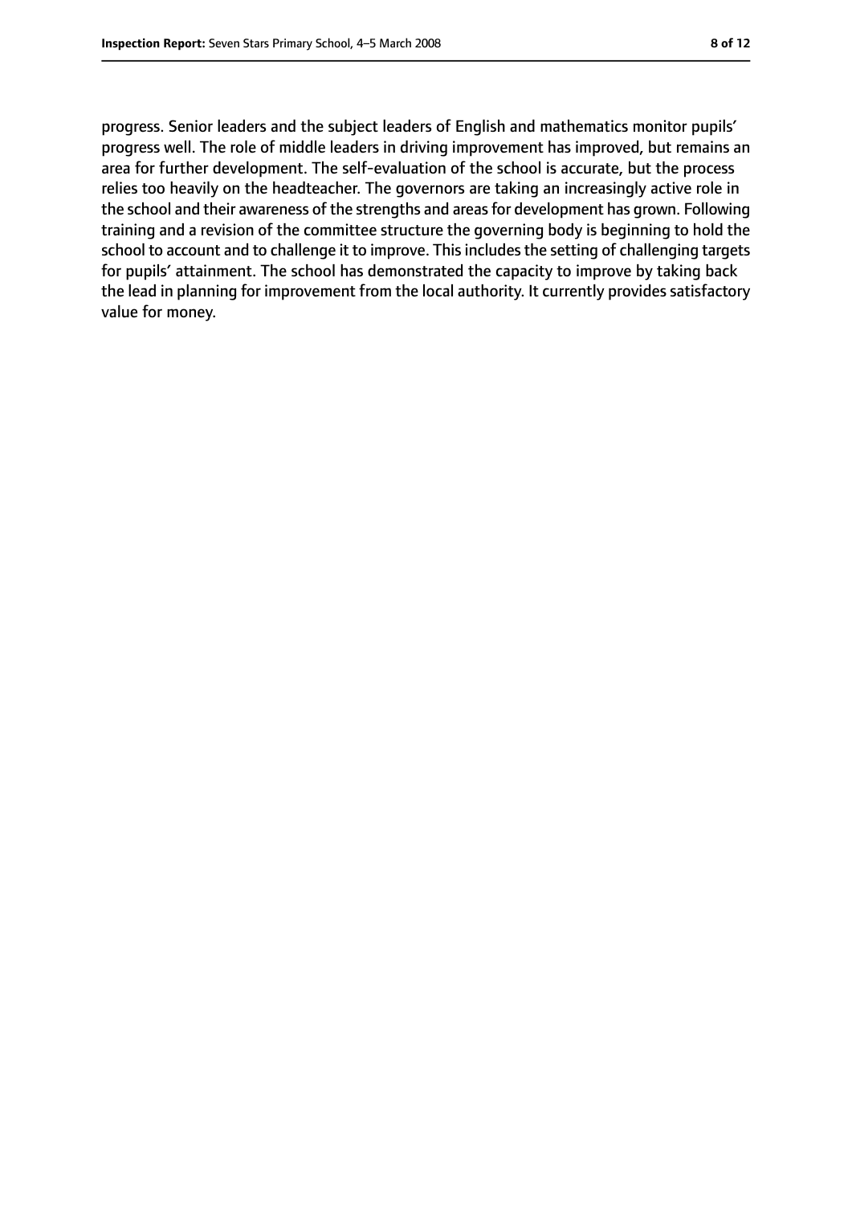progress. Senior leaders and the subject leaders of English and mathematics monitor pupils' progress well. The role of middle leaders in driving improvement has improved, but remains an area for further development. The self-evaluation of the school is accurate, but the process relies too heavily on the headteacher. The governors are taking an increasingly active role in the school and their awareness of the strengths and areas for development has grown. Following training and a revision of the committee structure the governing body is beginning to hold the school to account and to challenge it to improve. This includes the setting of challenging targets for pupils' attainment. The school has demonstrated the capacity to improve by taking back the lead in planning for improvement from the local authority. It currently provides satisfactory value for money.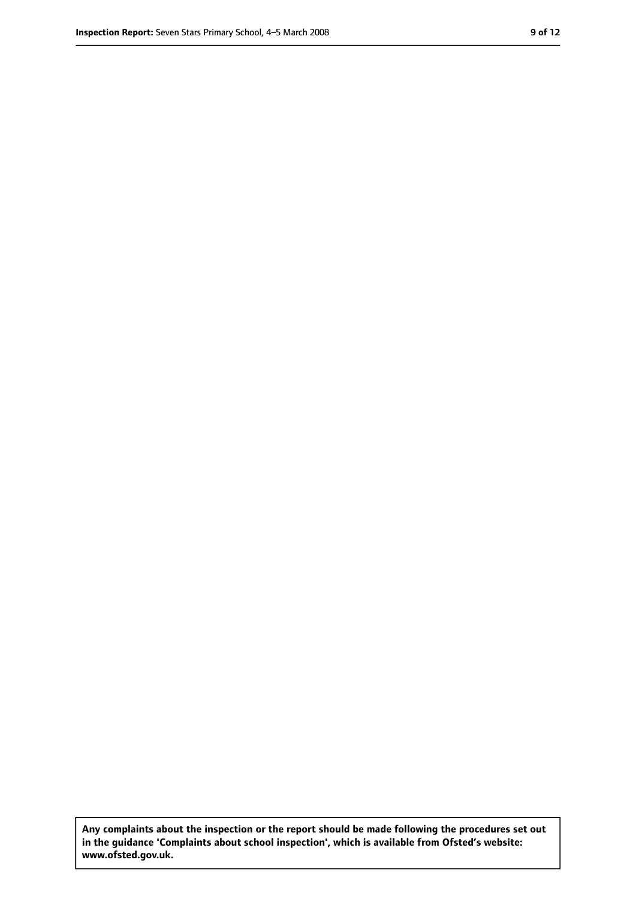**Any complaints about the inspection or the report should be made following the procedures set out in the guidance 'Complaints about school inspection', which is available from Ofsted's website: www.ofsted.gov.uk.**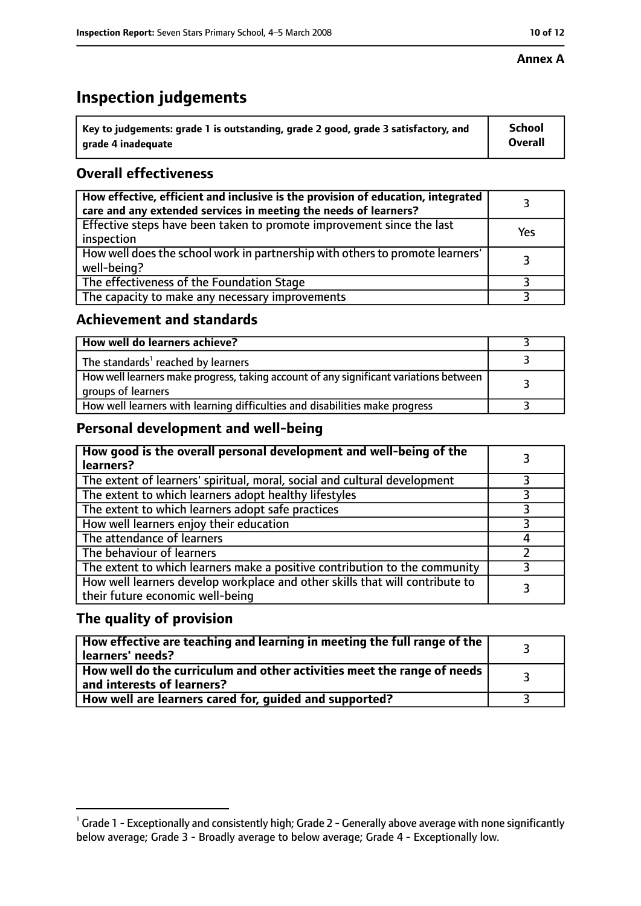**Annex A**

# Inspection judgements

| Key to judgements: grade 1 is outstanding, grade 2 good, grade 3 satisfactory, and grade 4 inadequate | School Overall |
|---|---|

## Overall effectiveness

| | |
|---|---|
| **How effective, efficient and inclusive is the provision of education, integrated care and any extended services in meeting the needs of learners?** | 3 |
| Effective steps have been taken to promote improvement since the last inspection | Yes |
| How well does the school work in partnership with others to promote learners' well-being? | 3 |
| The effectiveness of the Foundation Stage | 3 |
| The capacity to make any necessary improvements | 3 |

## Achievement and standards

| | |
|---|---|
| **How well do learners achieve?** | 3 |
| The standards[1] reached by learners | 3 |
| How well learners make progress, taking account of any significant variations between groups of learners | 3 |
| How well learners with learning difficulties and disabilities make progress | 3 |

## Personal development and well-being

| | |
|---|---|
| **How good is the overall personal development and well-being of the learners?** | 3 |
| The extent of learners' spiritual, moral, social and cultural development | 3 |
| The extent to which learners adopt healthy lifestyles | 3 |
| The extent to which learners adopt safe practices | 3 |
| How well learners enjoy their education | 3 |
| The attendance of learners | 4 |
| The behaviour of learners | 2 |
| The extent to which learners make a positive contribution to the community | 3 |
| How well learners develop workplace and other skills that will contribute to their future economic well-being | 3 |

## The quality of provision

| | |
|---|---|
| **How effective are teaching and learning in meeting the full range of the learners' needs?** | 3 |
| **How well do the curriculum and other activities meet the range of needs and interests of learners?** | 3 |
| **How well are learners cared for, guided and supported?** | 3 |

[1] Grade 1 - Exceptionally and consistently high; Grade 2 - Generally above average with none significantly below average; Grade 3 - Broadly average to below average; Grade 4 - Exceptionally low.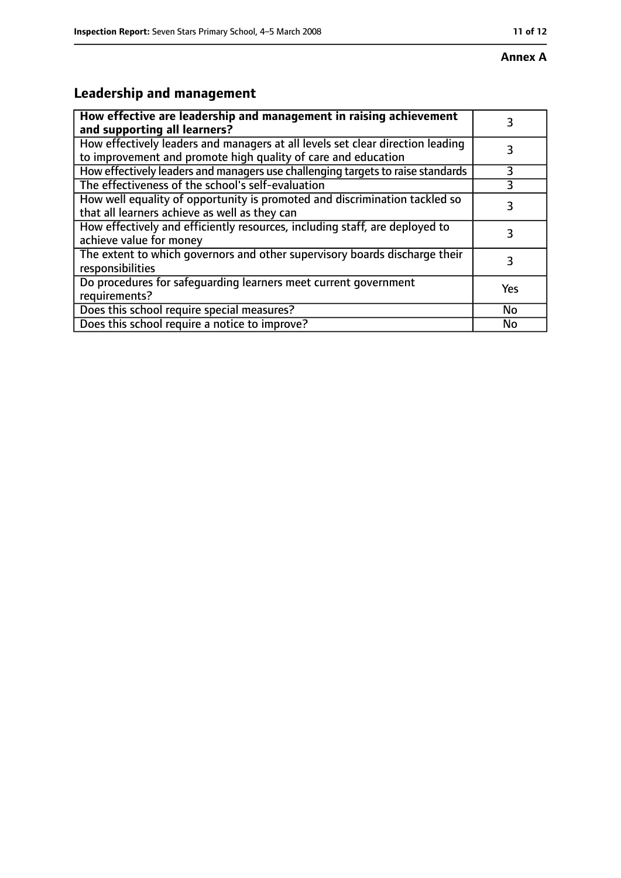**Annex A**

## Leadership and management

| **How effective are leadership and management in raising achievement and supporting all learners?** | 3 |
|---|---|
| How effectively leaders and managers at all levels set clear direction leading to improvement and promote high quality of care and education | 3 |
| How effectively leaders and managers use challenging targets to raise standards | 3 |
| The effectiveness of the school's self-evaluation | 3 |
| How well equality of opportunity is promoted and discrimination tackled so that all learners achieve as well as they can | 3 |
| How effectively and efficiently resources, including staff, are deployed to achieve value for money | 3 |
| The extent to which governors and other supervisory boards discharge their responsibilities | 3 |
| Do procedures for safeguarding learners meet current government requirements? | Yes |
| Does this school require special measures? | No |
| Does this school require a notice to improve? | No |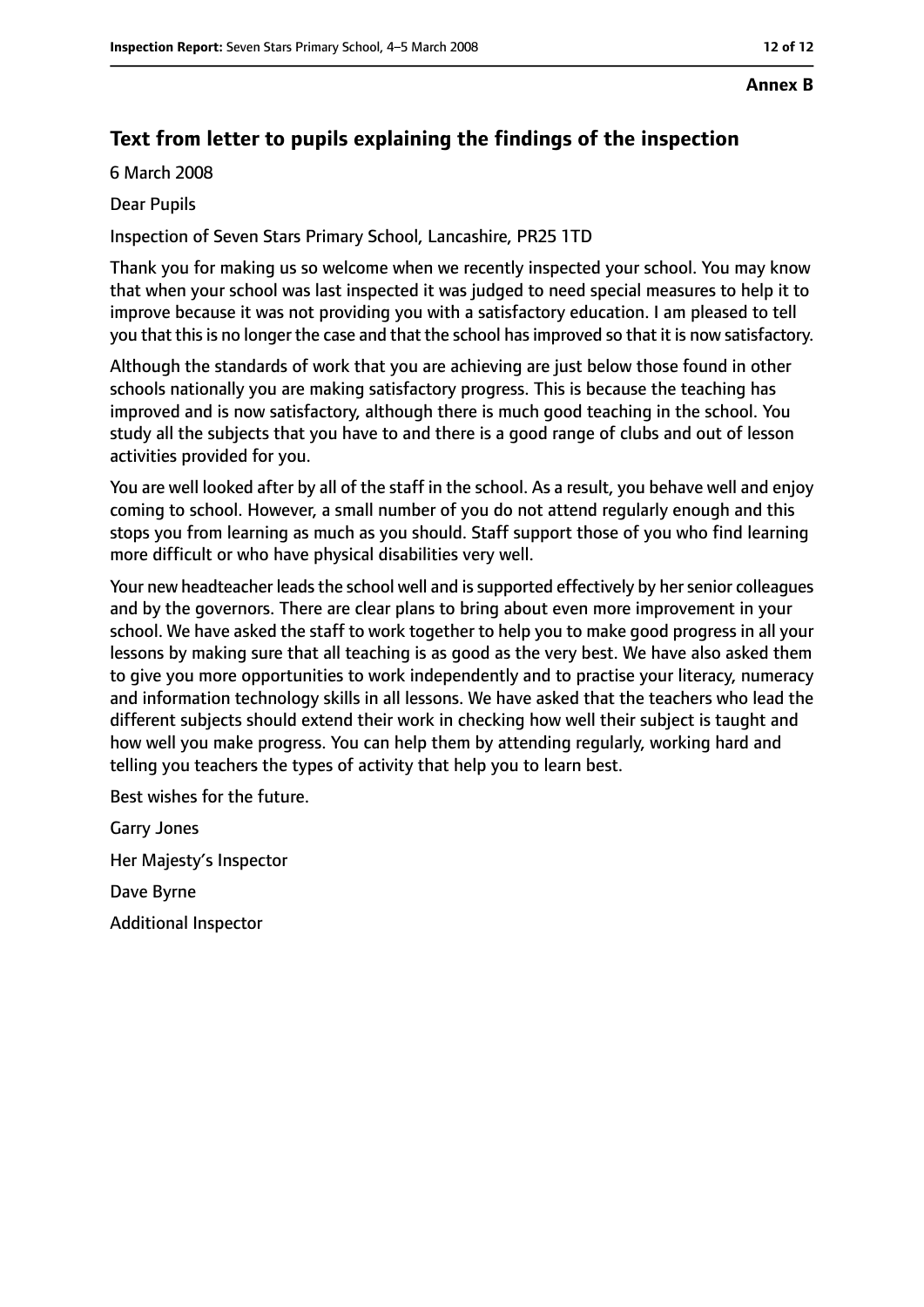**Annex B**

## Text from letter to pupils explaining the findings of the inspection

6 March 2008

Dear Pupils

Inspection of Seven Stars Primary School, Lancashire, PR25 1TD

Thank you for making us so welcome when we recently inspected your school. You may know that when your school was last inspected it was judged to need special measures to help it to improve because it was not providing you with a satisfactory education. I am pleased to tell you that this is no longer the case and that the school has improved so that it is now satisfactory.

Although the standards of work that you are achieving are just below those found in other schools nationally you are making satisfactory progress. This is because the teaching has improved and is now satisfactory, although there is much good teaching in the school. You study all the subjects that you have to and there is a good range of clubs and out of lesson activities provided for you.

You are well looked after by all of the staff in the school. As a result, you behave well and enjoy coming to school. However, a small number of you do not attend regularly enough and this stops you from learning as much as you should. Staff support those of you who find learning more difficult or who have physical disabilities very well.

Your new headteacher leads the school well and is supported effectively by her senior colleagues and by the governors. There are clear plans to bring about even more improvement in your school. We have asked the staff to work together to help you to make good progress in all your lessons by making sure that all teaching is as good as the very best. We have also asked them to give you more opportunities to work independently and to practise your literacy, numeracy and information technology skills in all lessons. We have asked that the teachers who lead the different subjects should extend their work in checking how well their subject is taught and how well you make progress. You can help them by attending regularly, working hard and telling you teachers the types of activity that help you to learn best.

Best wishes for the future.

Garry Jones

Her Majesty's Inspector

Dave Byrne

Additional Inspector